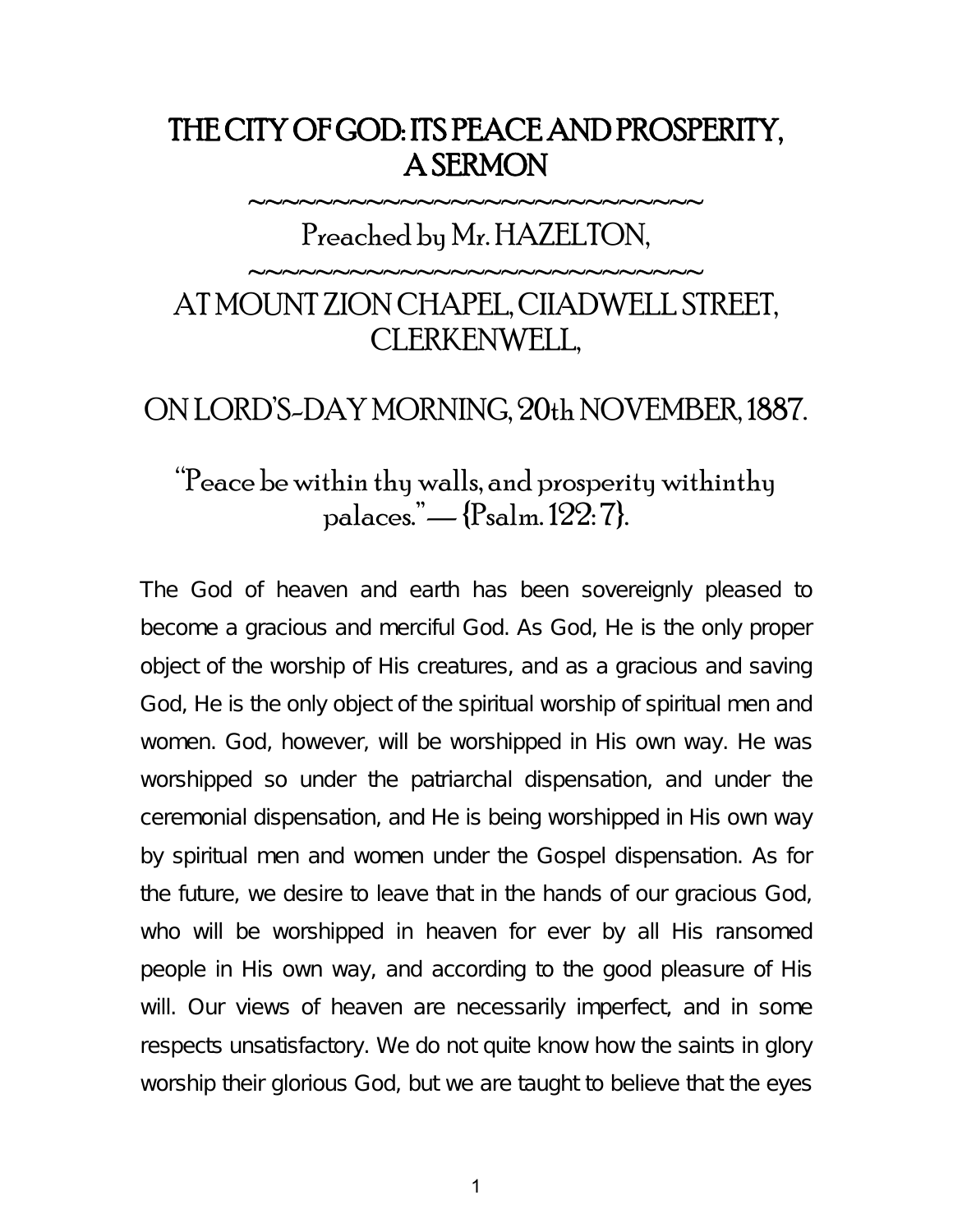# THE CITY OF GOD: ITS PEACE AND PROSPERITY, A SERMON

~~~~~~~~~~~~~~~~~~~~~~~~~~~~

Preached by Mr. HAZELTON,

~~~~~~~~~~~~~~~~~~~~~~~~~~~~

## AT MOUNT ZION CHAPEL, CHADWELL STREET, CLERKENWELL,

## ON LORD'S-DAY MORNING, 20th NOVEMBER, 1887.

"Peace be within thy walls, and prosperity withinthy palaces."—{Psalm. 122: 7}.

The God of heaven and earth has been sovereignly pleased to become a gracious and merciful God. As God, He is the only proper object of the worship of His creatures, and as a gracious and saving God, He is the only object of the spiritual worship of spiritual men and women. God, however, will be worshipped in His own way. He was worshipped so under the patriarchal dispensation, and under the ceremonial dispensation, and He is being worshipped in His own way by spiritual men and women under the Gospel dispensation. As for the future, we desire to leave that in the hands of our gracious God, who will be worshipped in heaven for ever by all His ransomed people in His own way, and according to the good pleasure of His will. Our views of heaven are necessarily imperfect, and in some respects unsatisfactory. We do not quite know how the saints in glory worship their glorious God, but we are taught to believe that the eyes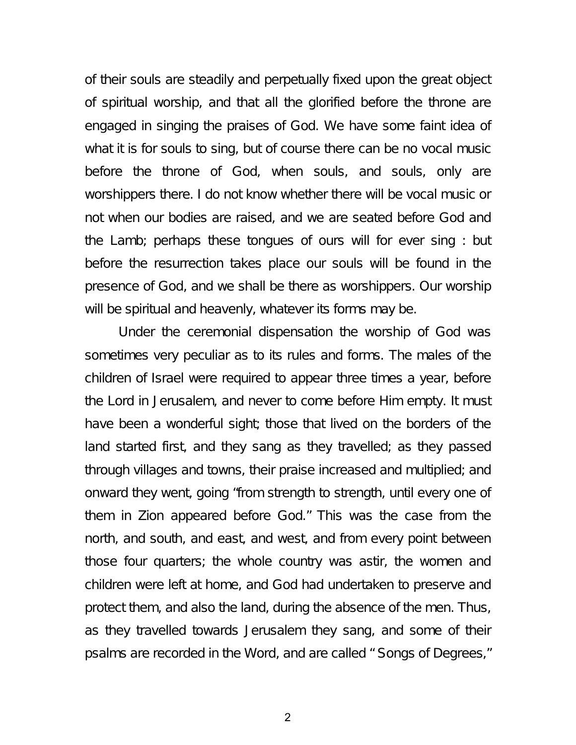of their souls are steadily and perpetually fixed upon the great object of spiritual worship, and that all the glorified before the throne are engaged in singing the praises of God. We have some faint idea of what it is for souls to sing, but of course there can be no vocal music before the throne of God, when souls, and souls, only are worshippers there. I do not know whether there will be vocal music or not when our bodies are raised, and we are seated before God and the Lamb; perhaps these tongues of ours will for ever sing : but before the resurrection takes place our souls will be found in the presence of God, and we shall be there as worshippers. Our worship will be spiritual and heavenly, whatever its forms may be.

Under the ceremonial dispensation the worship of God was sometimes very peculiar as to its rules and forms. The males of the children of Israel were required to appear three times a year, before the Lord in Jerusalem, and never to come before Him empty. It must have been a wonderful sight; those that lived on the borders of the land started first, and they sang as they travelled; as they passed through villages and towns, their praise increased and multiplied; and onward they went, going "from strength to strength, until every one of them in Zion appeared before God." This was the case from the north, and south, and east, and west, and from every point between those four quarters; the whole country was astir, the women and children were left at home, and God had undertaken to preserve and protect them, and also the land, during the absence of the men. Thus, as they travelled towards Jerusalem they sang, and some of their psalms are recorded in the Word, and are called "Songs of Degrees,"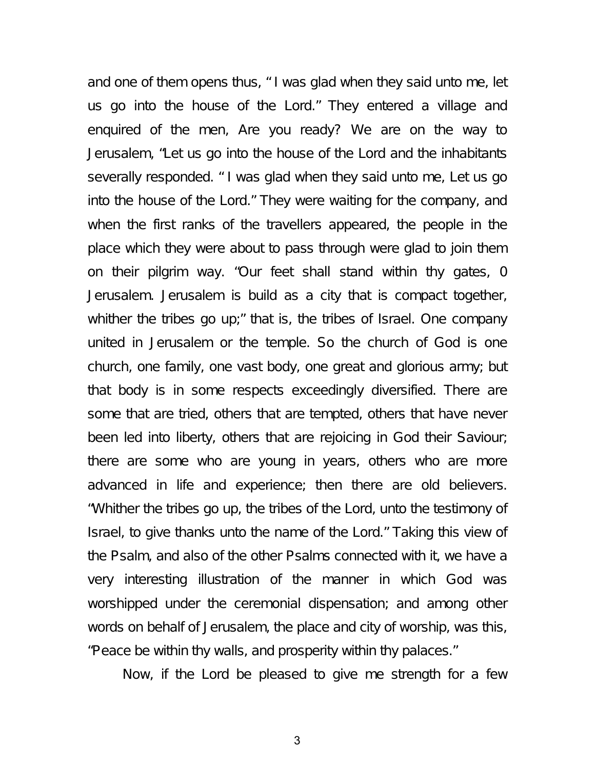and one of them opens thus, " I was glad when they said unto me, let us go into the house of the Lord." They entered a village and enquired of the men, Are you ready? We are on the way to Jerusalem, "Let us go into the house of the Lord and the inhabitants severally responded. " I was glad when they said unto me, Let us go into the house of the Lord." They were waiting for the company, and when the first ranks of the travellers appeared, the people in the place which they were about to pass through were glad to join them on their pilgrim way. "Our feet shall stand within thy gates, 0 Jerusalem. Jerusalem is build as a city that is compact together, whither the tribes go up;" that is, the tribes of Israel. One company united in Jerusalem or the temple. So the church of God is one church, one family, one vast body, one great and glorious army; but that body is in some respects exceedingly diversified. There are some that are tried, others that are tempted, others that have never been led into liberty, others that are rejoicing in God their Saviour; there are some who are young in years, others who are more advanced in life and experience; then there are old believers. "Whither the tribes go up, the tribes of the Lord, unto the testimony of Israel, to give thanks unto the name of the Lord." Taking this view of the Psalm, and also of the other Psalms connected with it, we have a very interesting illustration of the manner in which God was worshipped under the ceremonial dispensation; and among other words on behalf of Jerusalem, the place and city of worship, was this, "Peace be within thy walls, and prosperity within thy palaces."

Now, if the Lord be pleased to give me strength for a few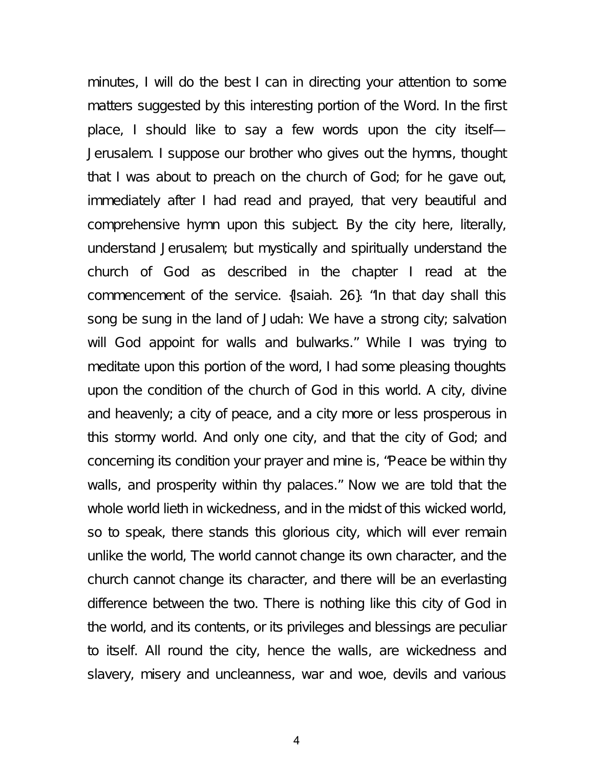minutes, I will do the best I can in directing your attention to some matters suggested by this interesting portion of the Word. In the first place, I should like to say a few words upon the city itself—Jerusalem. I suppose our brother who gives out the hymns, thought that I was about to preach on the church of God; for he gave out, immediately after I had read and prayed, that very beautiful and comprehensive hymn upon this subject. By the city here, literally, understand Jerusalem; but mystically and spiritually understand the church of God as described in the chapter I read at the commencement of the service. {Isaiah. 26}: "In that day shall this song be sung in the land of Judah: We have a strong city; salvation will God appoint for walls and bulwarks." While I was trying to meditate upon this portion of the word, I had some pleasing thoughts upon the condition of the church of God in this world. A city, divine and heavenly; a city of peace, and a city more or less prosperous in this stormy world. And only one city, and that the city of God; and concerning its condition your prayer and mine is, "Peace be within thy walls, and prosperity within thy palaces." Now we are told that the whole world lieth in wickedness, and in the midst of this wicked world, so to speak, there stands this glorious city, which will ever remain unlike the world, The world cannot change its own character, and the church cannot change its character, and there will be an everlasting difference between the two. There is nothing like this city of God in the world, and its contents, or its privileges and blessings are peculiar to itself. All round the city, hence the walls, are wickedness and slavery, misery and uncleanness, war and woe, devils and various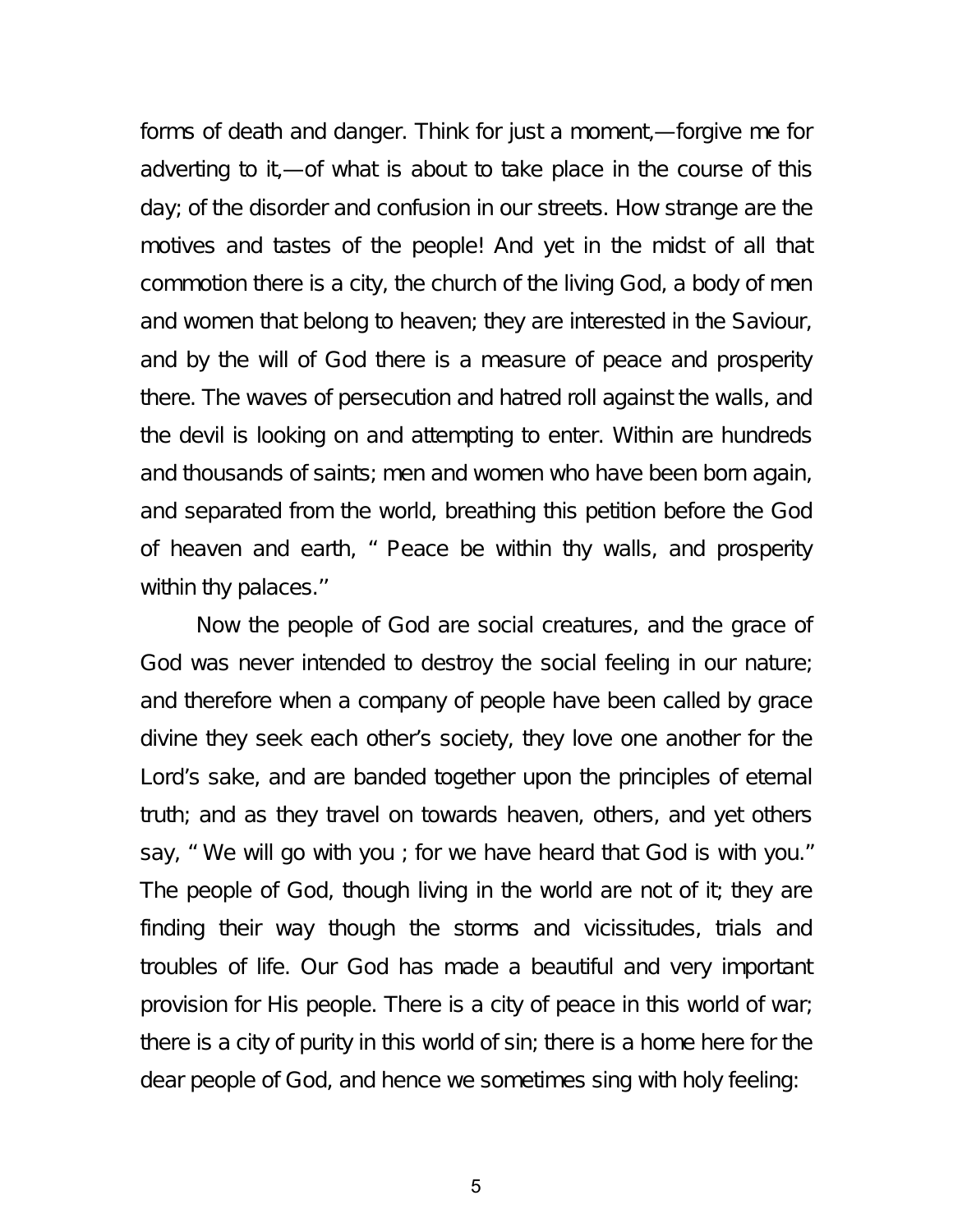forms of death and danger. Think for just a moment,—forgive me for adverting to it,—of what is about to take place in the course of this day; of the disorder and confusion in our streets. How strange are the motives and tastes of the people! And yet in the midst of all that commotion there is a city, the church of the living God, a body of men and women that belong to heaven; they are interested in the Saviour, and by the will of God there is a measure of peace and prosperity there. The waves of persecution and hatred roll against the walls, and the devil is looking on and attempting to enter. Within are hundreds and thousands of saints; men and women who have been born again, and separated from the world, breathing this petition before the God of heaven and earth, " Peace be within thy walls, and prosperity within thy palaces.''

Now the people of God are social creatures, and the grace of God was never intended to destroy the social feeling in our nature; and therefore when a company of people have been called by grace divine they seek each other's society, they love one another for the Lord's sake, and are banded together upon the principles of eternal truth; and as they travel on towards heaven, others, and yet others say, " We will go with you ; for we have heard that God is with you." The people of God, though living in the world are not of it; they are finding their way though the storms and vicissitudes, trials and troubles of life. Our God has made a beautiful and very important provision for His people. There is a city of peace in this world of war; there is a city of purity in this world of sin; there is a home here for the dear people of God, and hence we sometimes sing with holy feeling: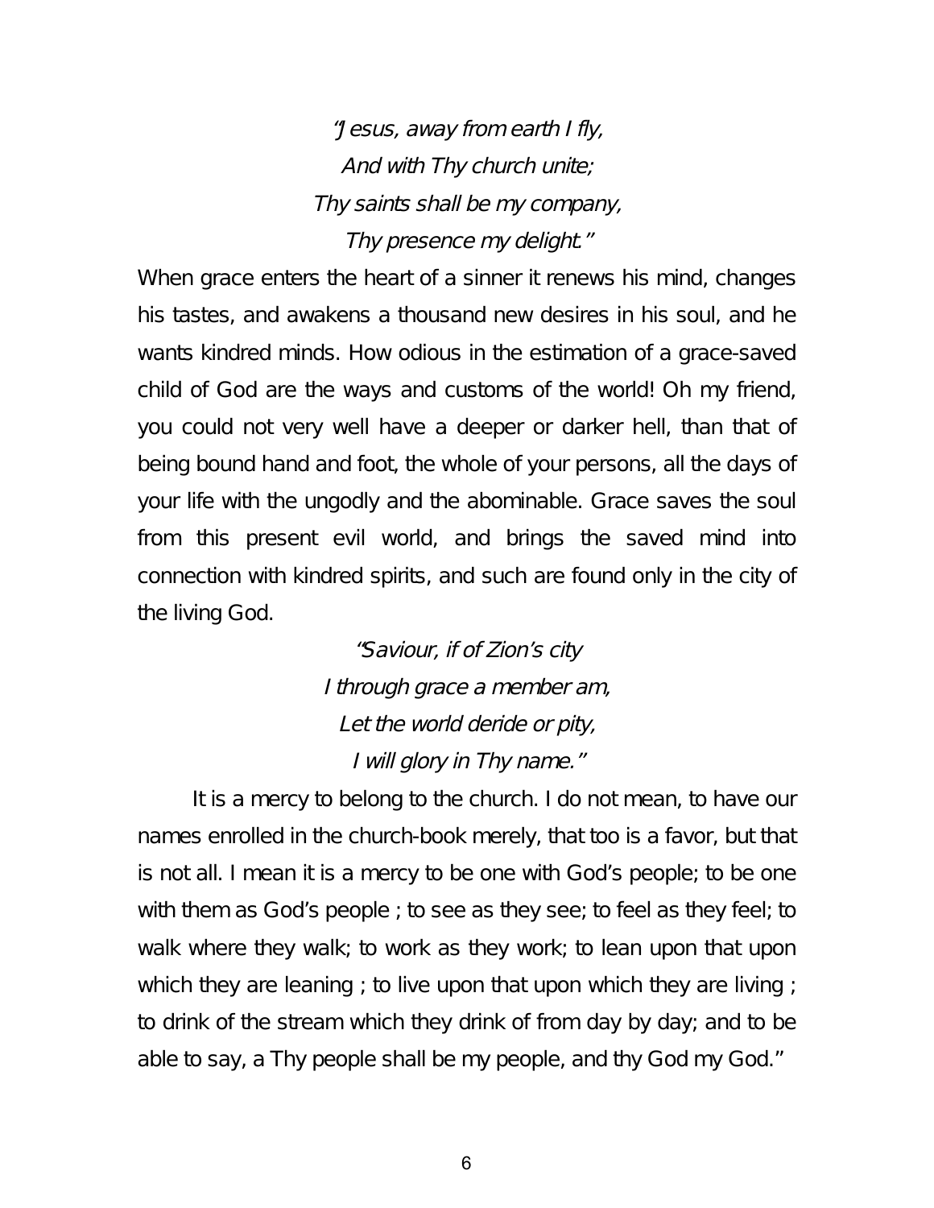*"Jesus, away from earth I fly,*
*And with Thy church unite;*
*Thy saints shall be my company,*
*Thy presence my delight."*

When grace enters the heart of a sinner it renews his mind, changes his tastes, and awakens a thousand new desires in his soul, and he wants kindred minds. How odious in the estimation of a grace-saved child of God are the ways and customs of the world! Oh my friend, you could not very well have a deeper or darker hell, than that of being bound hand and foot, the whole of your persons, all the days of your life with the ungodly and the abominable. Grace saves the soul from this present evil world, and brings the saved mind into connection with kindred spirits, and such are found only in the city of the living God.

*"Saviour, if of Zion's city*
*I through grace a member am,*
*Let the world deride or pity,*
*I will glory in Thy name."*

It is a mercy to belong to the church. I do not mean, to have our names enrolled in the church-book merely, that too is a favor, but that is not all. I mean it is a mercy to be one with God's people; to be one with them as God's people ; to see as they see; to feel as they feel; to walk where they walk; to work as they work; to lean upon that upon which they are leaning ; to live upon that upon which they are living ; to drink of the stream which they drink of from day by day; and to be able to say, a Thy people shall be my people, and thy God my God."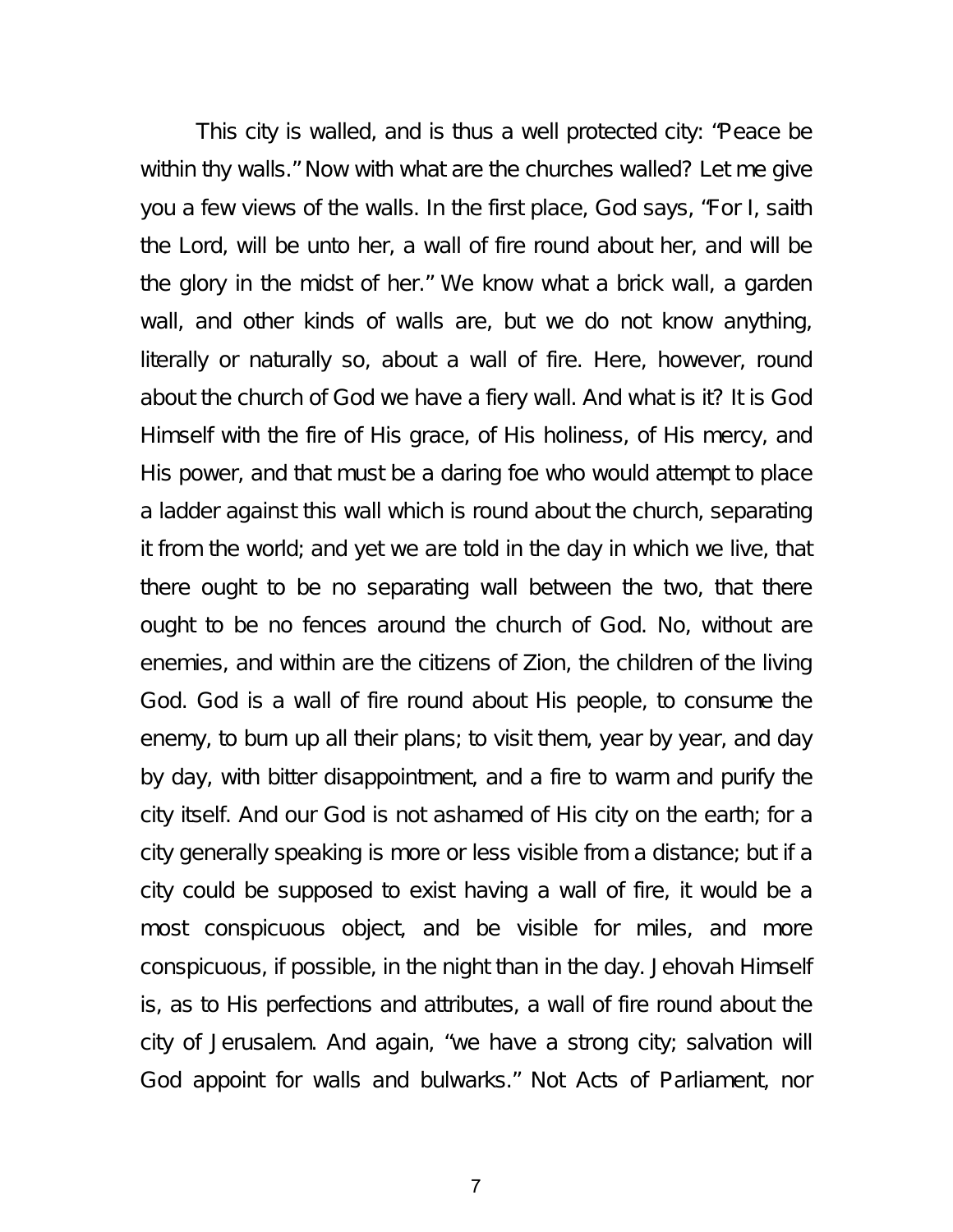This city is walled, and is thus a well protected city: "Peace be within thy walls." Now with what are the churches walled? Let me give you a few views of the walls. In the first place, God says, "For I, saith the Lord, will be unto her, a wall of fire round about her, and will be the glory in the midst of her." We know what a brick wall, a garden wall, and other kinds of walls are, but we do not know anything, literally or naturally so, about a wall of fire. Here, however, round about the church of God we have a fiery wall. And what is it? It is God Himself with the fire of His grace, of His holiness, of His mercy, and His power, and that must be a daring foe who would attempt to place a ladder against this wall which is round about the church, separating it from the world; and yet we are told in the day in which we live, that there ought to be no separating wall between the two, that there ought to be no fences around the church of God. No, without are enemies, and within are the citizens of Zion, the children of the living God. God is a wall of fire round about His people, to consume the enemy, to burn up all their plans; to visit them, year by year, and day by day, with bitter disappointment, and a fire to warm and purify the city itself. And our God is not ashamed of His city on the earth; for a city generally speaking is more or less visible from a distance; but if a city could be supposed to exist having a wall of fire, it would be a most conspicuous object, and be visible for miles, and more conspicuous, if possible, in the night than in the day. Jehovah Himself is, as to His perfections and attributes, a wall of fire round about the city of Jerusalem. And again, "we have a strong city; salvation will God appoint for walls and bulwarks." Not Acts of Parliament, nor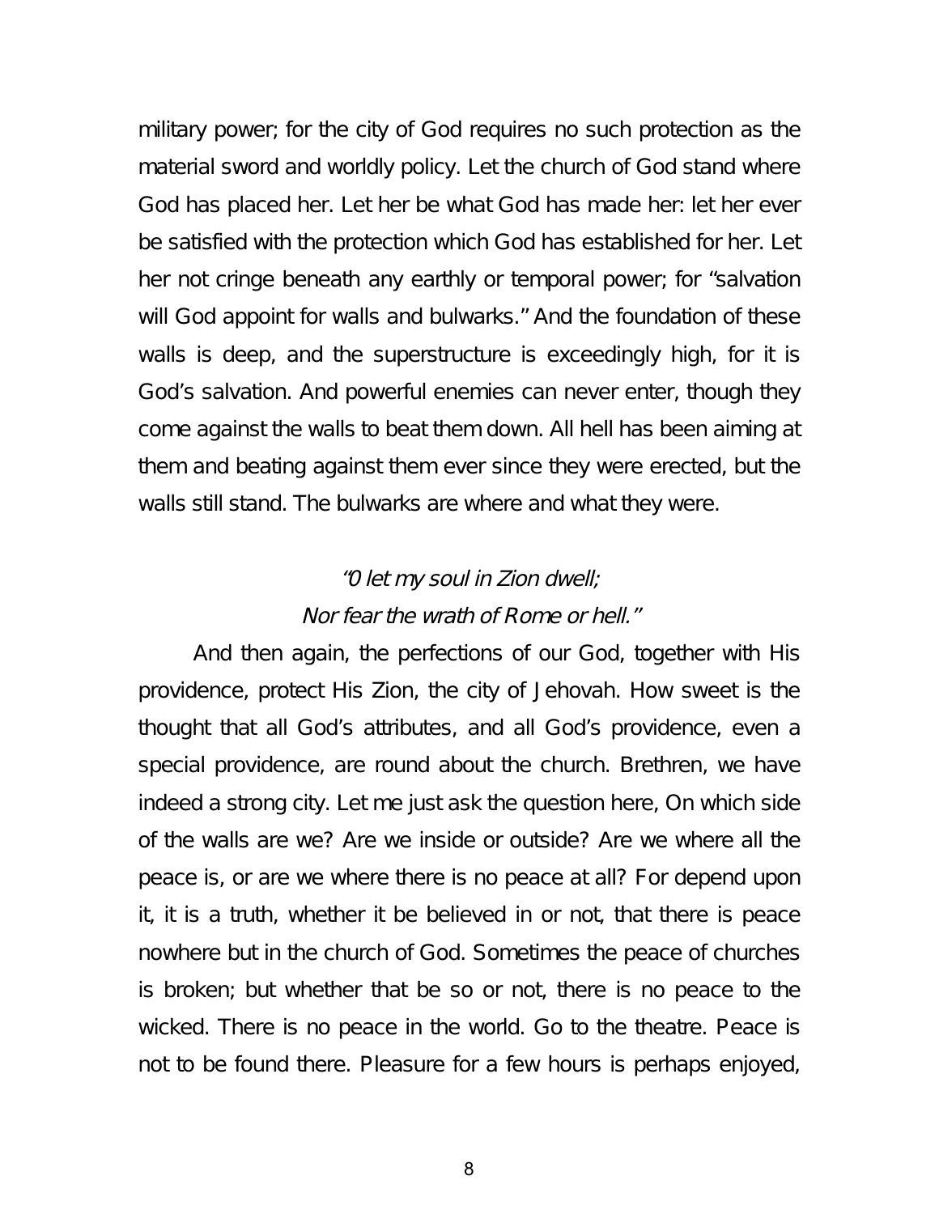military power; for the city of God requires no such protection as the material sword and worldly policy. Let the church of God stand where God has placed her. Let her be what God has made her: let her ever be satisfied with the protection which God has established for her. Let her not cringe beneath any earthly or temporal power; for "salvation will God appoint for walls and bulwarks." And the foundation of these walls is deep, and the superstructure is exceedingly high, for it is God's salvation. And powerful enemies can never enter, though they come against the walls to beat them down. All hell has been aiming at them and beating against them ever since they were erected, but the walls still stand. The bulwarks are where and what they were.

*"0 let my soul in Zion dwell;*
*Nor fear the wrath of Rome or hell."*

And then again, the perfections of our God, together with His providence, protect His Zion, the city of Jehovah. How sweet is the thought that all God's attributes, and all God's providence, even a special providence, are round about the church. Brethren, we have indeed a strong city. Let me just ask the question here, On which side of the walls are we? Are we inside or outside? Are we where all the peace is, or are we where there is no peace at all? For depend upon it, it is a truth, whether it be believed in or not, that there is peace nowhere but in the church of God. Sometimes the peace of churches is broken; but whether that be so or not, there is no peace to the wicked. There is no peace in the world. Go to the theatre. Peace is not to be found there. Pleasure for a few hours is perhaps enjoyed,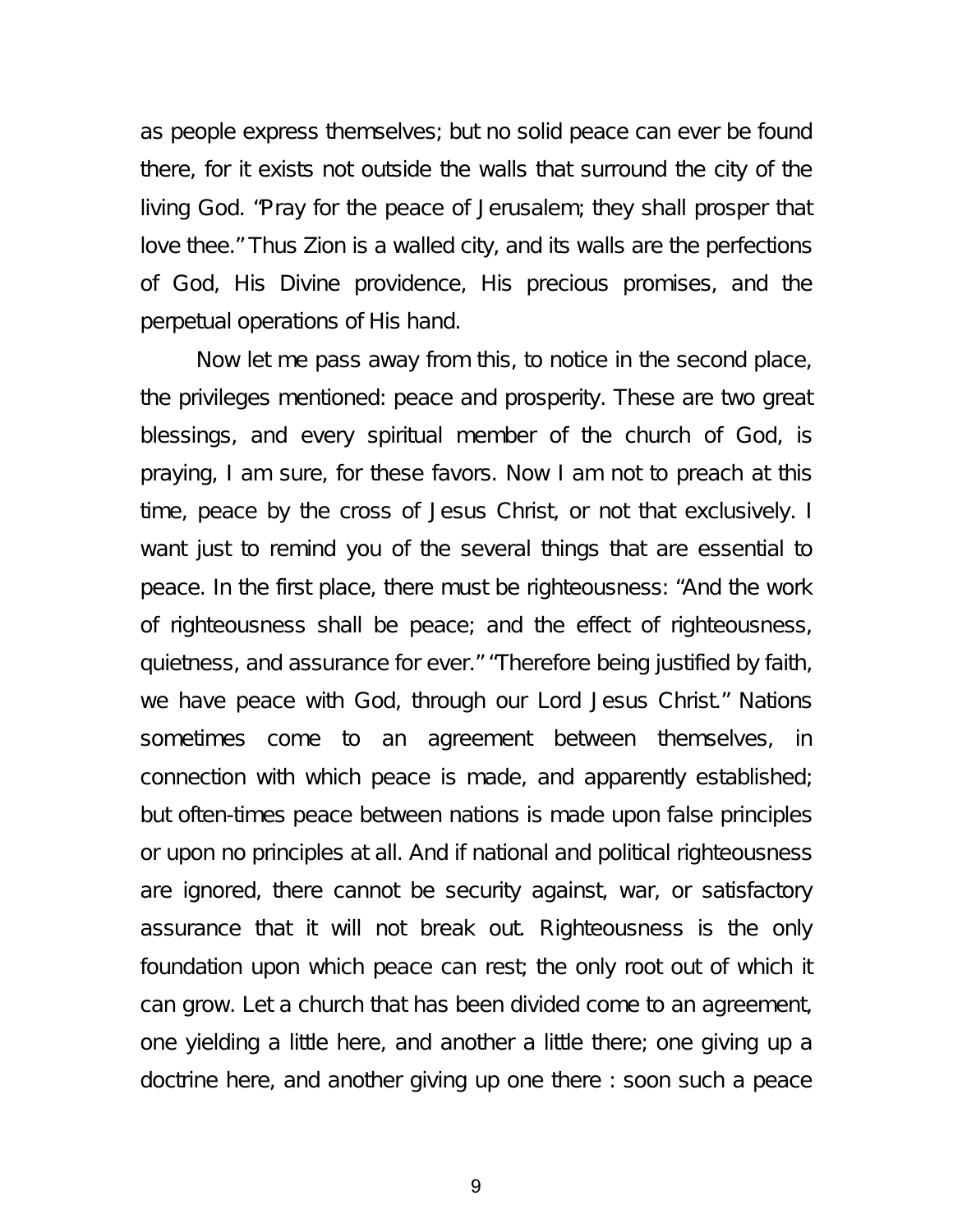as people express themselves; but no solid peace can ever be found there, for it exists not outside the walls that surround the city of the living God. "Pray for the peace of Jerusalem; they shall prosper that love thee." Thus Zion is a walled city, and its walls are the perfections of God, His Divine providence, His precious promises, and the perpetual operations of His hand.

Now let me pass away from this, to notice in the second place, the privileges mentioned: peace and prosperity. These are two great blessings, and every spiritual member of the church of God, is praying, I am sure, for these favors. Now I am not to preach at this time, peace by the cross of Jesus Christ, or not that exclusively. I want just to remind you of the several things that are essential to peace. In the first place, there must be righteousness: "And the work of righteousness shall be peace; and the effect of righteousness, quietness, and assurance for ever." "Therefore being justified by faith, we have peace with God, through our Lord Jesus Christ." Nations sometimes come to an agreement between themselves, in connection with which peace is made, and apparently established; but often-times peace between nations is made upon false principles or upon no principles at all. And if national and political righteousness are ignored, there cannot be security against, war, or satisfactory assurance that it will not break out. Righteousness is the only foundation upon which peace can rest; the only root out of which it can grow. Let a church that has been divided come to an agreement, one yielding a little here, and another a little there; one giving up a doctrine here, and another giving up one there : soon such a peace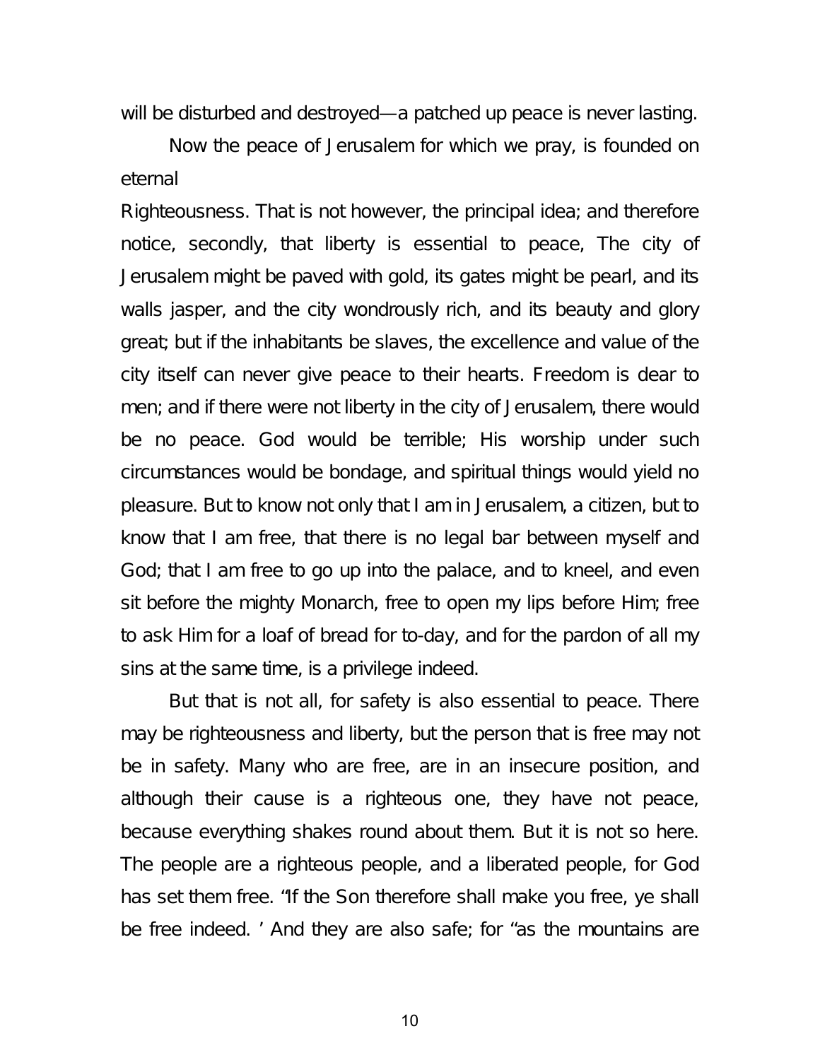will be disturbed and destroyed—a patched up peace is never lasting.

Now the peace of Jerusalem for which we pray, is founded on eternal

Righteousness. That is not however, the principal idea; and therefore notice, secondly, that liberty is essential to peace, The city of Jerusalem might be paved with gold, its gates might be pearl, and its walls jasper, and the city wondrously rich, and its beauty and glory great; but if the inhabitants be slaves, the excellence and value of the city itself can never give peace to their hearts. Freedom is dear to men; and if there were not liberty in the city of Jerusalem, there would be no peace. God would be terrible; His worship under such circumstances would be bondage, and spiritual things would yield no pleasure. But to know not only that I am in Jerusalem, a citizen, but to know that I am free, that there is no legal bar between myself and God; that I am free to go up into the palace, and to kneel, and even sit before the mighty Monarch, free to open my lips before Him; free to ask Him for a loaf of bread for to-day, and for the pardon of all my sins at the same time, is a privilege indeed.

But that is not all, for safety is also essential to peace. There may be righteousness and liberty, but the person that is free may not be in safety. Many who are free, are in an insecure position, and although their cause is a righteous one, they have not peace, because everything shakes round about them. But it is not so here. The people are a righteous people, and a liberated people, for God has set them free. "If the Son therefore shall make you free, ye shall be free indeed. ' And they are also safe; for "as the mountains are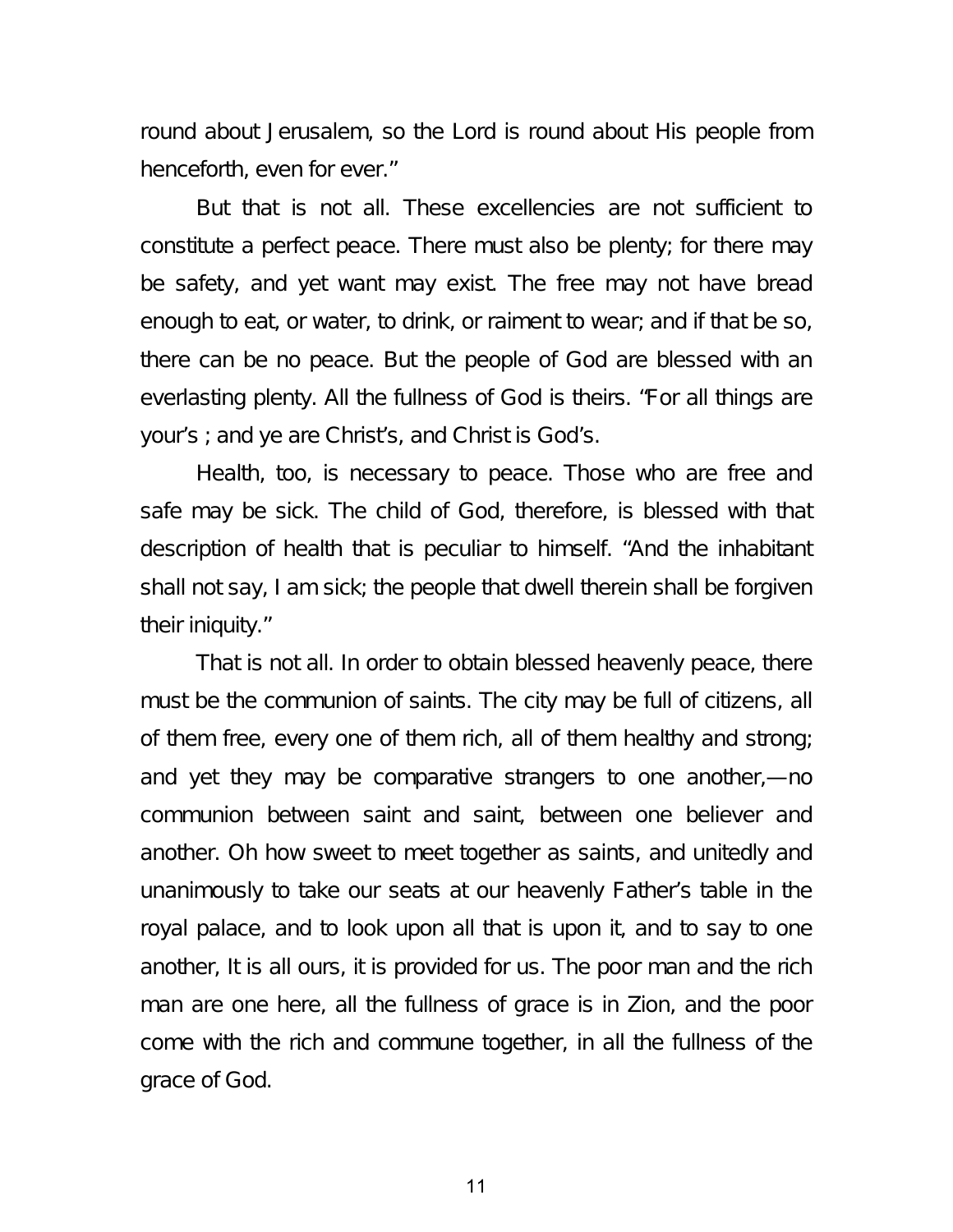round about Jerusalem, so the Lord is round about His people from henceforth, even for ever."

But that is not all. These excellencies are not sufficient to constitute a perfect peace. There must also be plenty; for there may be safety, and yet want may exist. The free may not have bread enough to eat, or water, to drink, or raiment to wear; and if that be so, there can be no peace. But the people of God are blessed with an everlasting plenty. All the fullness of God is theirs. "For all things are your's ; and ye are Christ's, and Christ is God's.

Health, too, is necessary to peace. Those who are free and safe may be sick. The child of God, therefore, is blessed with that description of health that is peculiar to himself. "And the inhabitant shall not say, I am sick; the people that dwell therein shall be forgiven their iniquity."

That is not all. In order to obtain blessed heavenly peace, there must be the communion of saints. The city may be full of citizens, all of them free, every one of them rich, all of them healthy and strong; and yet they may be comparative strangers to one another,—no communion between saint and saint, between one believer and another. Oh how sweet to meet together as saints, and unitedly and unanimously to take our seats at our heavenly Father's table in the royal palace, and to look upon all that is upon it, and to say to one another, It is all ours, it is provided for us. The poor man and the rich man are one here, all the fullness of grace is in Zion, and the poor come with the rich and commune together, in all the fullness of the grace of God.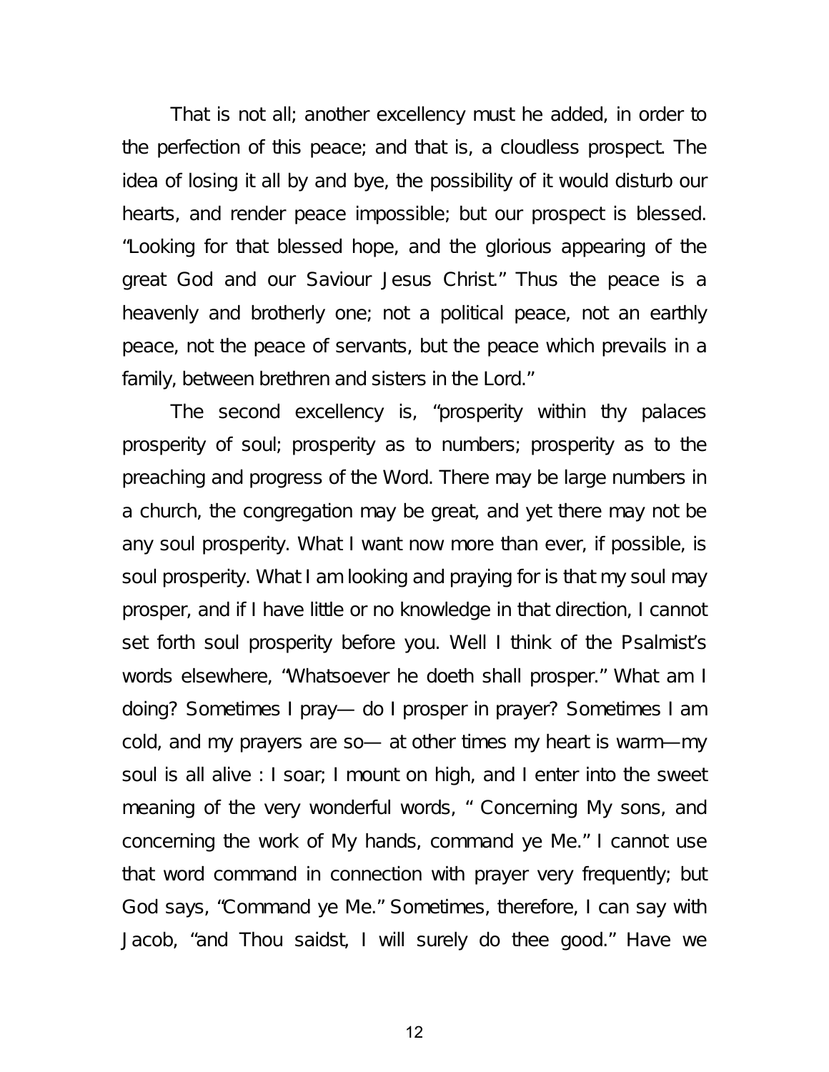That is not all; another excellency must he added, in order to the perfection of this peace; and that is, a cloudless prospect. The idea of losing it all by and bye, the possibility of it would disturb our hearts, and render peace impossible; but our prospect is blessed. "Looking for that blessed hope, and the glorious appearing of the great God and our Saviour Jesus Christ." Thus the peace is a heavenly and brotherly one; not a political peace, not an earthly peace, not the peace of servants, but the peace which prevails in a family, between brethren and sisters in the Lord."

The second excellency is, "prosperity within thy palaces prosperity of soul; prosperity as to numbers; prosperity as to the preaching and progress of the Word. There may be large numbers in a church, the congregation may be great, and yet there may not be any soul prosperity. What I want now more than ever, if possible, is soul prosperity. What I am looking and praying for is that my soul may prosper, and if I have little or no knowledge in that direction, I cannot set forth soul prosperity before you. Well I think of the Psalmist's words elsewhere, "Whatsoever he doeth shall prosper." What am I doing? Sometimes I pray— do I prosper in prayer? Sometimes I am cold, and my prayers are so— at other times my heart is warm—my soul is all alive : I soar; I mount on high, and I enter into the sweet meaning of the very wonderful words, " Concerning My sons, and concerning the work of My hands, command ye Me." I cannot use that word command in connection with prayer very frequently; but God says, "Command ye Me." Sometimes, therefore, I can say with Jacob, "and Thou saidst, I will surely do thee good." Have we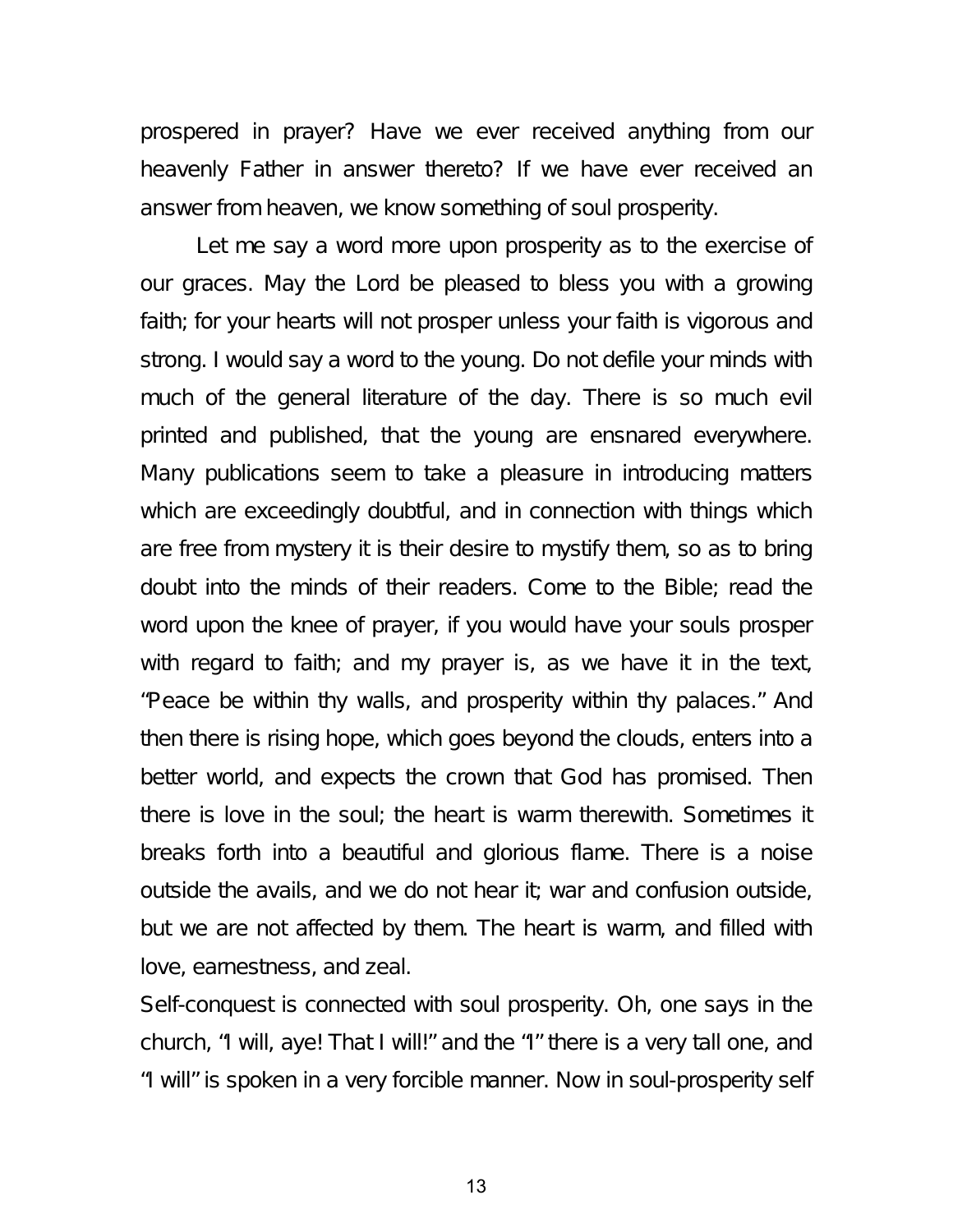prospered in prayer? Have we ever received anything from our heavenly Father in answer thereto? If we have ever received an answer from heaven, we know something of soul prosperity.

Let me say a word more upon prosperity as to the exercise of our graces. May the Lord be pleased to bless you with a growing faith; for your hearts will not prosper unless your faith is vigorous and strong. I would say a word to the young. Do not defile your minds with much of the general literature of the day. There is so much evil printed and published, that the young are ensnared everywhere. Many publications seem to take a pleasure in introducing matters which are exceedingly doubtful, and in connection with things which are free from mystery it is their desire to mystify them, so as to bring doubt into the minds of their readers. Come to the Bible; read the word upon the knee of prayer, if you would have your souls prosper with regard to faith; and my prayer is, as we have it in the text, "Peace be within thy walls, and prosperity within thy palaces." And then there is rising hope, which goes beyond the clouds, enters into a better world, and expects the crown that God has promised. Then there is love in the soul; the heart is warm therewith. Sometimes it breaks forth into a beautiful and glorious flame. There is a noise outside the avails, and we do not hear it; war and confusion outside, but we are not affected by them. The heart is warm, and filled with love, earnestness, and zeal.

Self-conquest is connected with soul prosperity. Oh, one says in the church, "I will, aye! That I will!" and the "I" there is a very tall one, and "I will" is spoken in a very forcible manner. Now in soul-prosperity self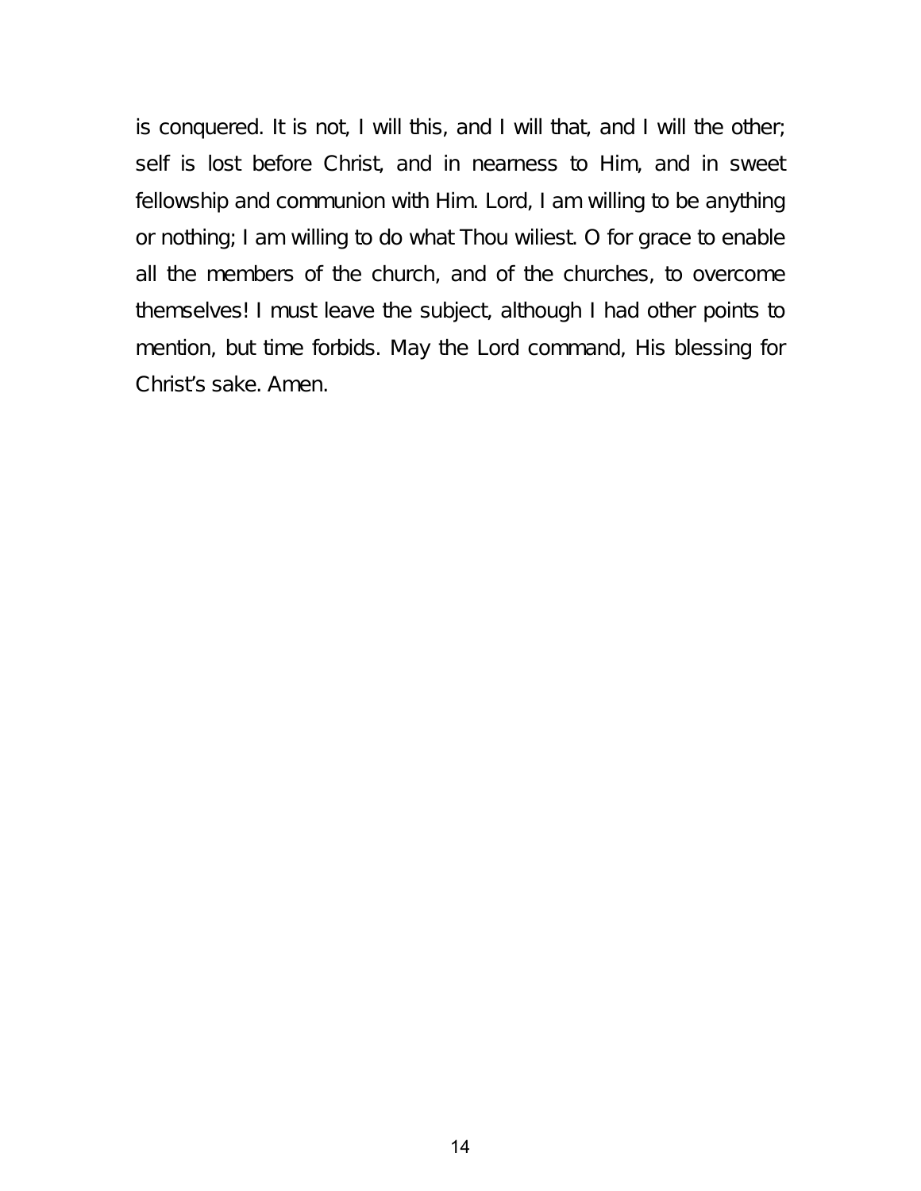is conquered. It is not, I will this, and I will that, and I will the other; self is lost before Christ, and in nearness to Him, and in sweet fellowship and communion with Him. Lord, I am willing to be anything or nothing; I am willing to do what Thou wiliest. O for grace to enable all the members of the church, and of the churches, to overcome themselves! I must leave the subject, although I had other points to mention, but time forbids. May the Lord command, His blessing for Christ's sake. Amen.